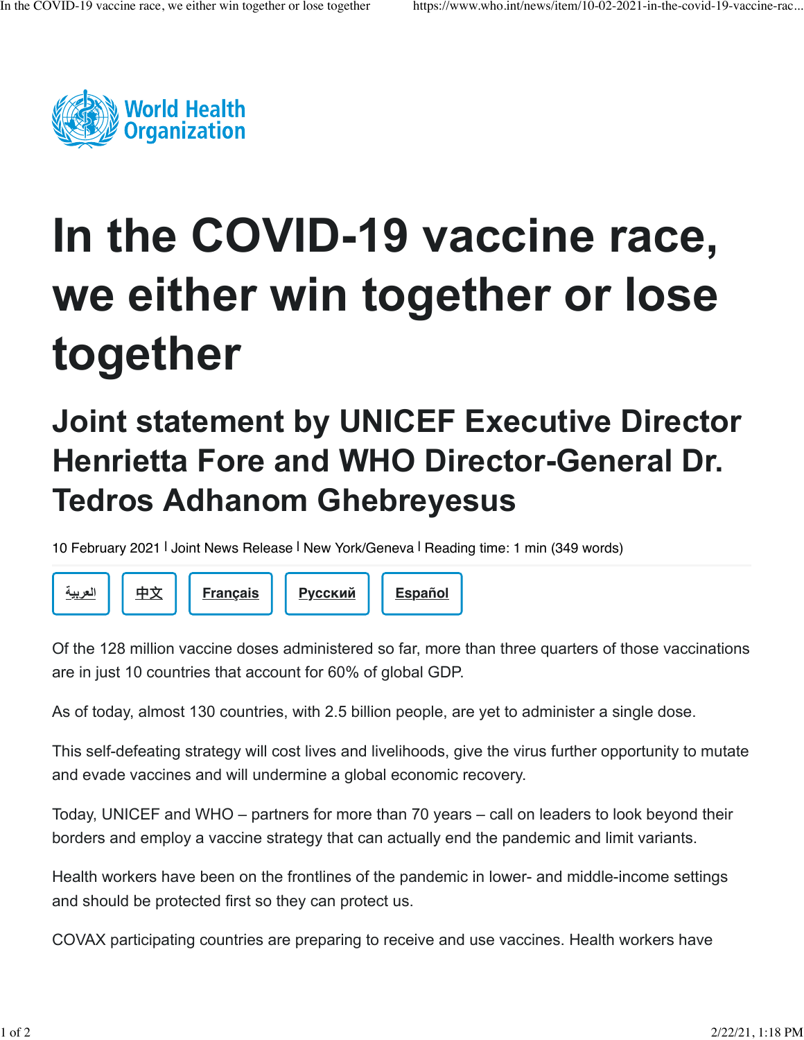World Health Organization

# In the COVID-19 vaccine race, we either win together or lose together

## Joint statement by UNICEF Executive Director Henrietta Fore and WHO Director-General Dr. Tedros Adhanom Ghebreyesus

10 February 2021 | Joint News Release | New York/Geneva | Reading time: 1 min (349 words)

العربية | 中文 | Français | Русский | Español

Of the 128 million vaccine doses administered so far, more than three quarters of those vaccinations are in just 10 countries that account for 60% of global GDP.

As of today, almost 130 countries, with 2.5 billion people, are yet to administer a single dose.

This self-defeating strategy will cost lives and livelihoods, give the virus further opportunity to mutate and evade vaccines and will undermine a global economic recovery.

Today, UNICEF and WHO – partners for more than 70 years – call on leaders to look beyond their borders and employ a vaccine strategy that can actually end the pandemic and limit variants.

Health workers have been on the frontlines of the pandemic in lower- and middle-income settings and should be protected first so they can protect us.

COVAX participating countries are preparing to receive and use vaccines. Health workers have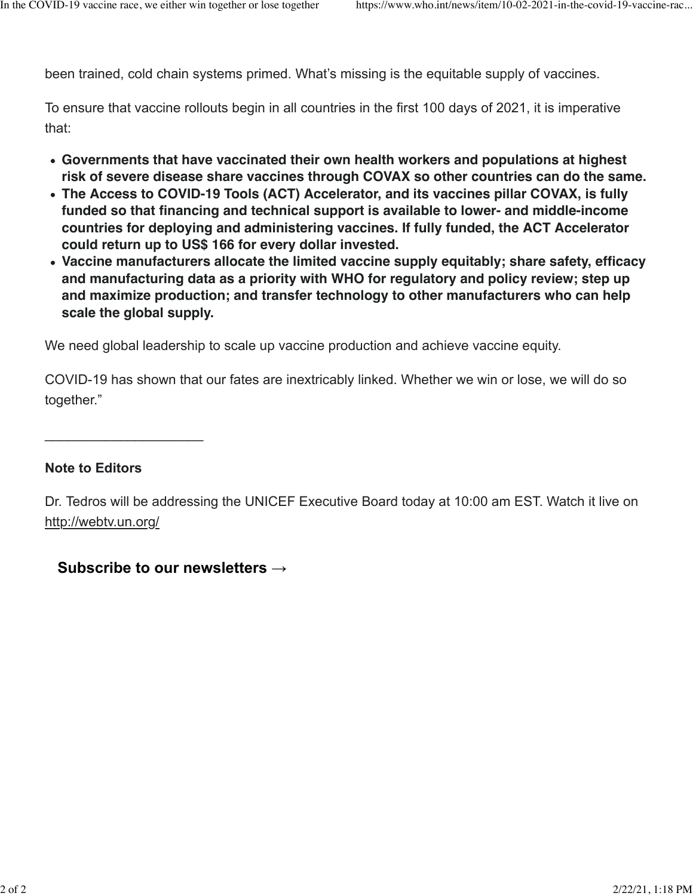been trained, cold chain systems primed. What’s missing is the equitable supply of vaccines.

To ensure that vaccine rollouts begin in all countries in the first 100 days of 2021, it is imperative that:

- **Governments that have vaccinated their own health workers and populations at highest risk of severe disease share vaccines through COVAX so other countries can do the same.**
- **The Access to COVID-19 Tools (ACT) Accelerator, and its vaccines pillar COVAX, is fully funded so that financing and technical support is available to lower- and middle-income countries for deploying and administering vaccines. If fully funded, the ACT Accelerator could return up to US$ 166 for every dollar invested.**
- **Vaccine manufacturers allocate the limited vaccine supply equitably; share safety, efficacy and manufacturing data as a priority with WHO for regulatory and policy review; step up and maximize production; and transfer technology to other manufacturers who can help scale the global supply.**

We need global leadership to scale up vaccine production and achieve vaccine equity.

COVID-19 has shown that our fates are inextricably linked. Whether we win or lose, we will do so together.”

______________________

**Note to Editors**

Dr. Tedros will be addressing the UNICEF Executive Board today at 10:00 am EST. Watch it live on http://webtv.un.org/

**Subscribe to our newsletters →**